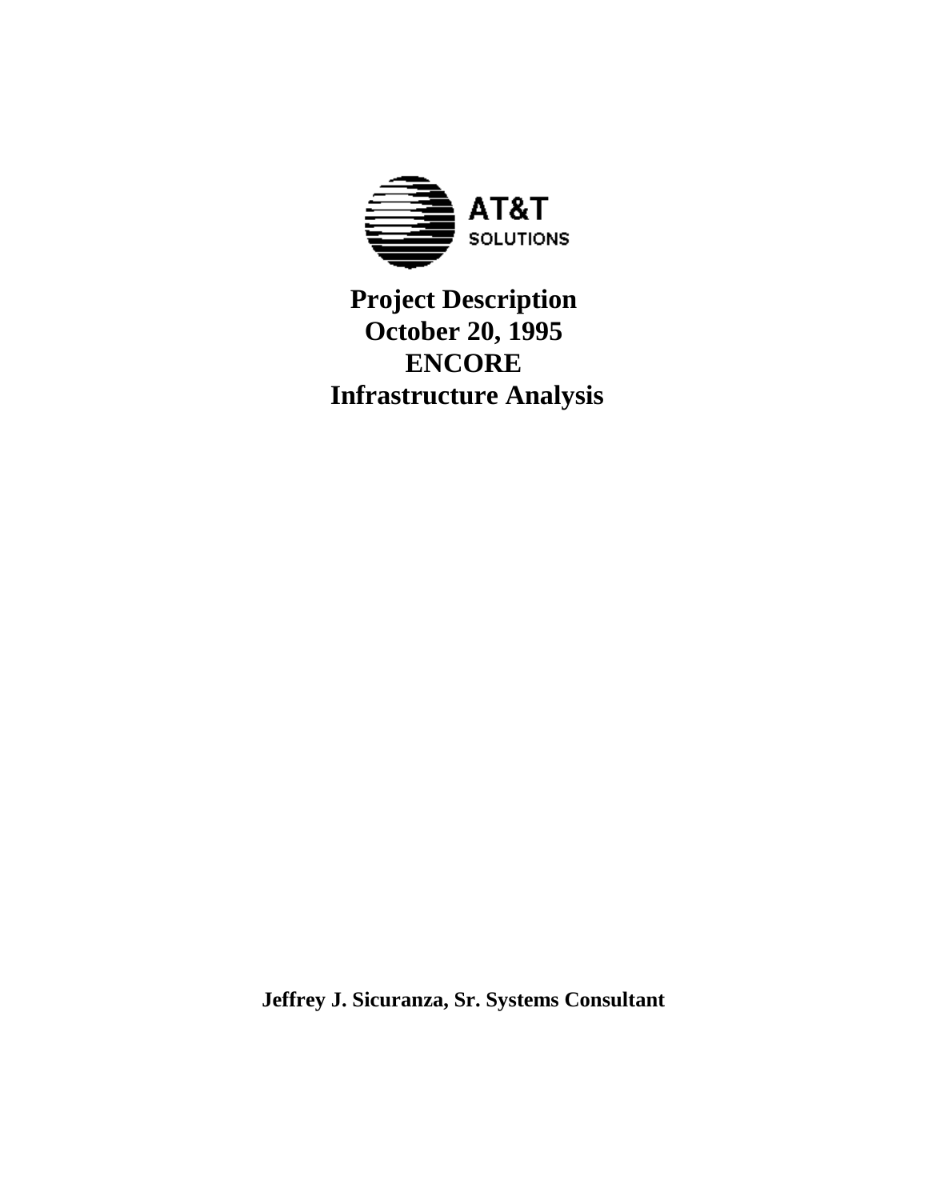AT&T
SOLUTIONS

# Project Description
# October 20, 1995
# ENCORE
# Infrastructure Analysis

**Jeffrey J. Sicuranza, Sr. Systems Consultant**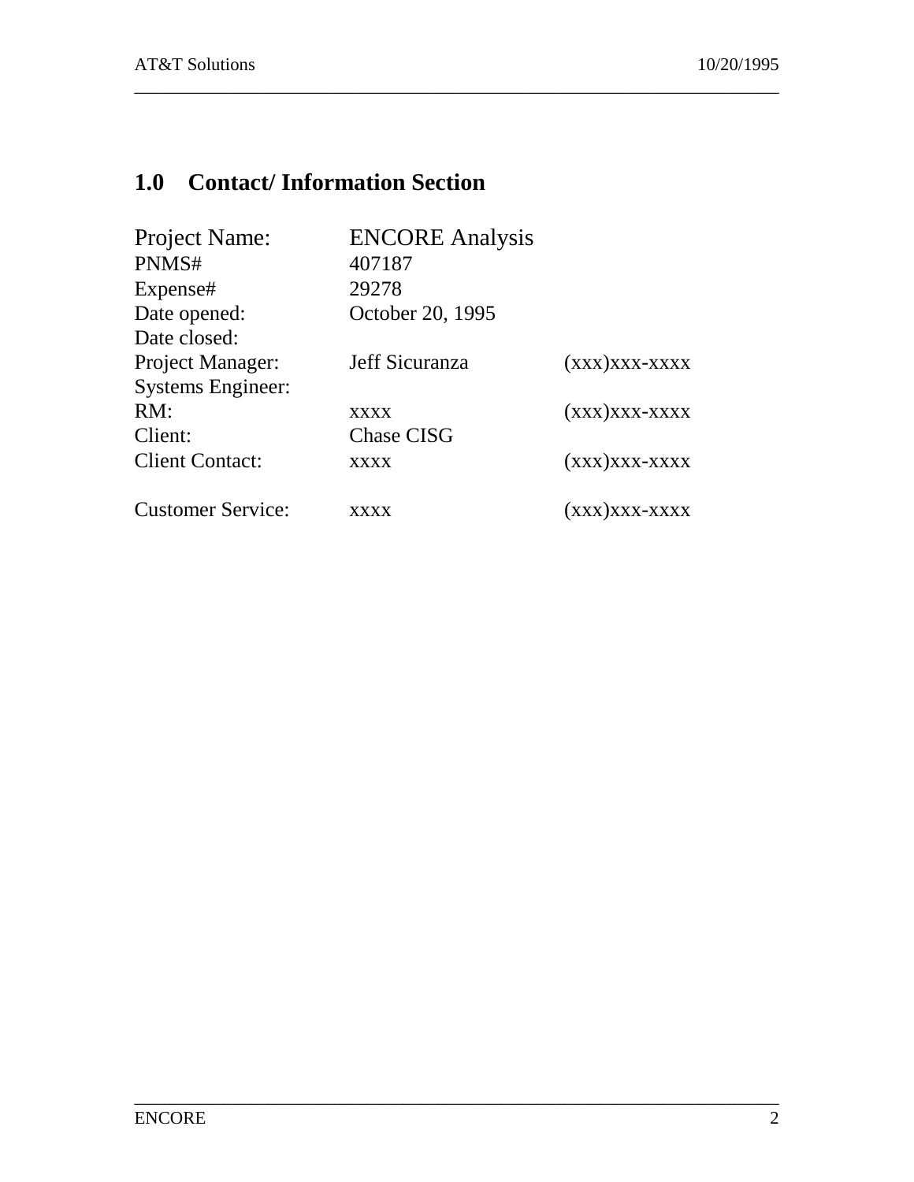## 1.0 Contact/ Information Section

| | | |
|---|---|---|
| Project Name: | ENCORE Analysis | |
| PNMS# | 407187 | |
| Expense# | 29278 | |
| Date opened: | October 20, 1995 | |
| Date closed: | | |
| Project Manager: | Jeff Sicuranza | (xxx)xxx-xxxx |
| Systems Engineer: | | |
| RM: | xxxx | (xxx)xxx-xxxx |
| Client: | Chase CISG | |
| Client Contact: | xxxx | (xxx)xxx-xxxx |
| Customer Service: | xxxx | (xxx)xxx-xxxx |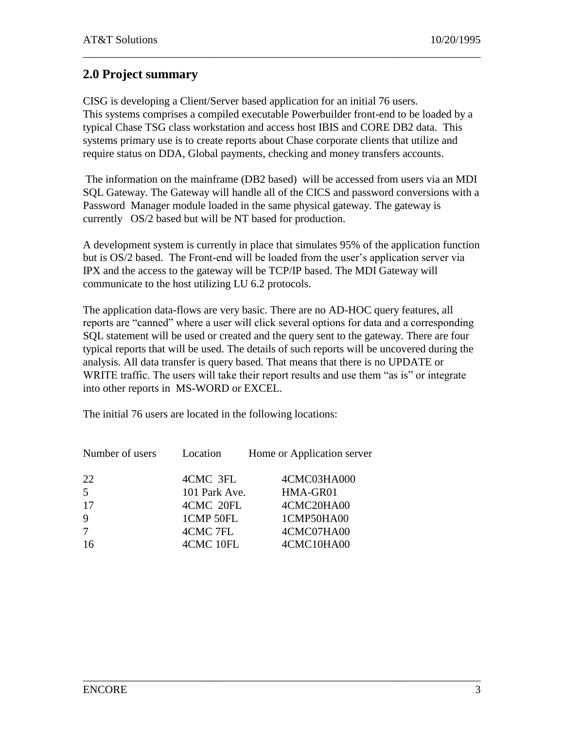## 2.0 Project summary

CISG is developing a Client/Server based application for an initial 76 users. This systems comprises a compiled executable Powerbuilder front-end to be loaded by a typical Chase TSG class workstation and access host IBIS and CORE DB2 data. This systems primary use is to create reports about Chase corporate clients that utilize and require status on DDA, Global payments, checking and money transfers accounts.

The information on the mainframe (DB2 based) will be accessed from users via an MDI SQL Gateway. The Gateway will handle all of the CICS and password conversions with a Password Manager module loaded in the same physical gateway. The gateway is currently OS/2 based but will be NT based for production.

A development system is currently in place that simulates 95% of the application function but is OS/2 based. The Front-end will be loaded from the user's application server via IPX and the access to the gateway will be TCP/IP based. The MDI Gateway will communicate to the host utilizing LU 6.2 protocols.

The application data-flows are very basic. There are no AD-HOC query features, all reports are "canned" where a user will click several options for data and a corresponding SQL statement will be used or created and the query sent to the gateway. There are four typical reports that will be used. The details of such reports will be uncovered during the analysis. All data transfer is query based. That means that there is no UPDATE or WRITE traffic. The users will take their report results and use them "as is" or integrate into other reports in MS-WORD or EXCEL.

The initial 76 users are located in the following locations:

| Number of users | Location | Home or Application server |
|---|---|---|
| 22 | 4CMC 3FL | 4CMC03HA000 |
| 5 | 101 Park Ave. | HMA-GR01 |
| 17 | 4CMC 20FL | 4CMC20HA00 |
| 9 | 1CMP 50FL | 1CMP50HA00 |
| 7 | 4CMC 7FL | 4CMC07HA00 |
| 16 | 4CMC 10FL | 4CMC10HA00 |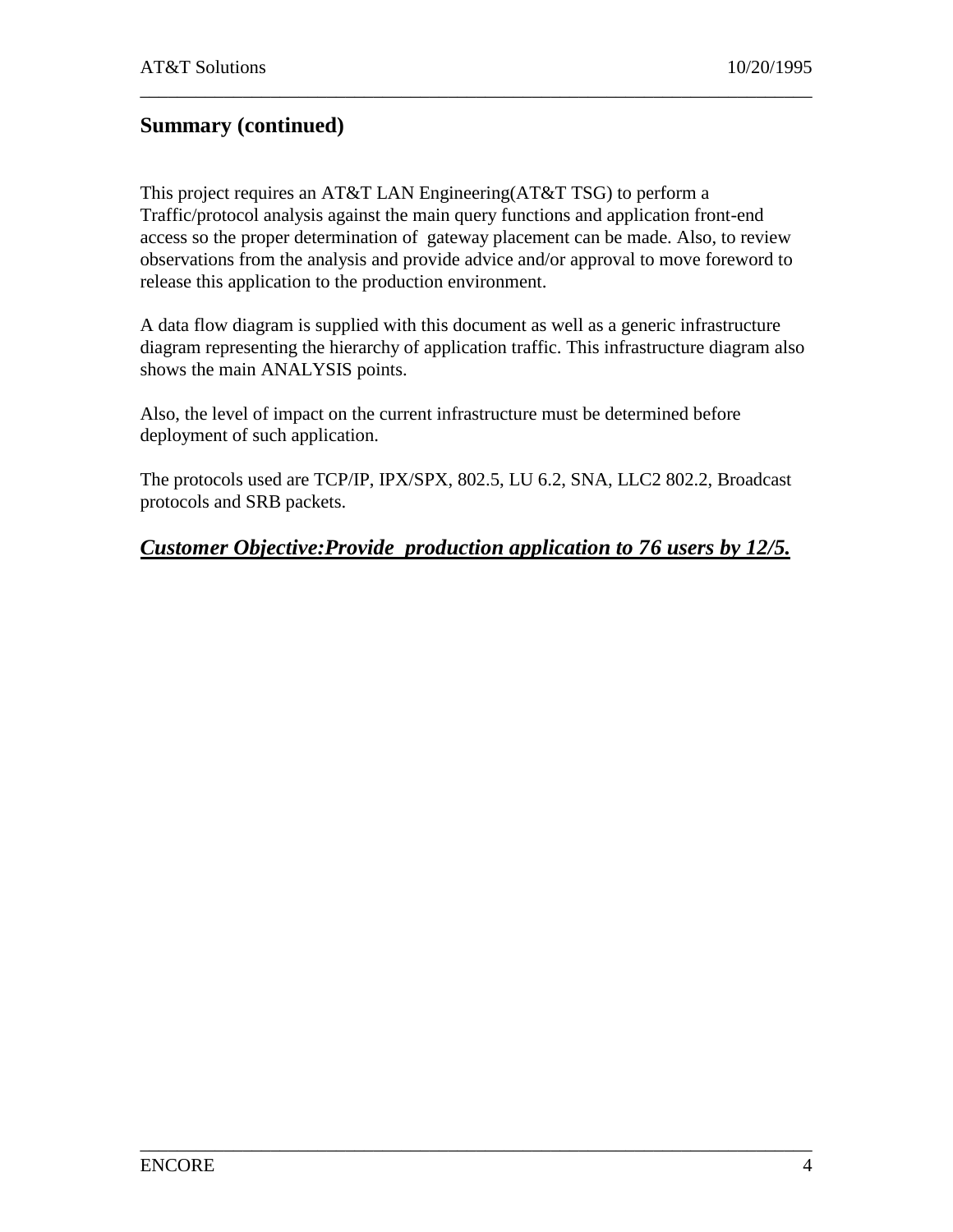## Summary (continued)

This project requires an AT&T LAN Engineering(AT&T TSG) to perform a Traffic/protocol analysis against the main query functions and application front-end access so the proper determination of gateway placement can be made. Also, to review observations from the analysis and provide advice and/or approval to move foreword to release this application to the production environment.

A data flow diagram is supplied with this document as well as a generic infrastructure diagram representing the hierarchy of application traffic. This infrastructure diagram also shows the main ANALYSIS points.

Also, the level of impact on the current infrastructure must be determined before deployment of such application.

The protocols used are TCP/IP, IPX/SPX, 802.5, LU 6.2, SNA, LLC2 802.2, Broadcast protocols and SRB packets.

***<u>Customer Objective:Provide production application to 76 users by 12/5.</u>***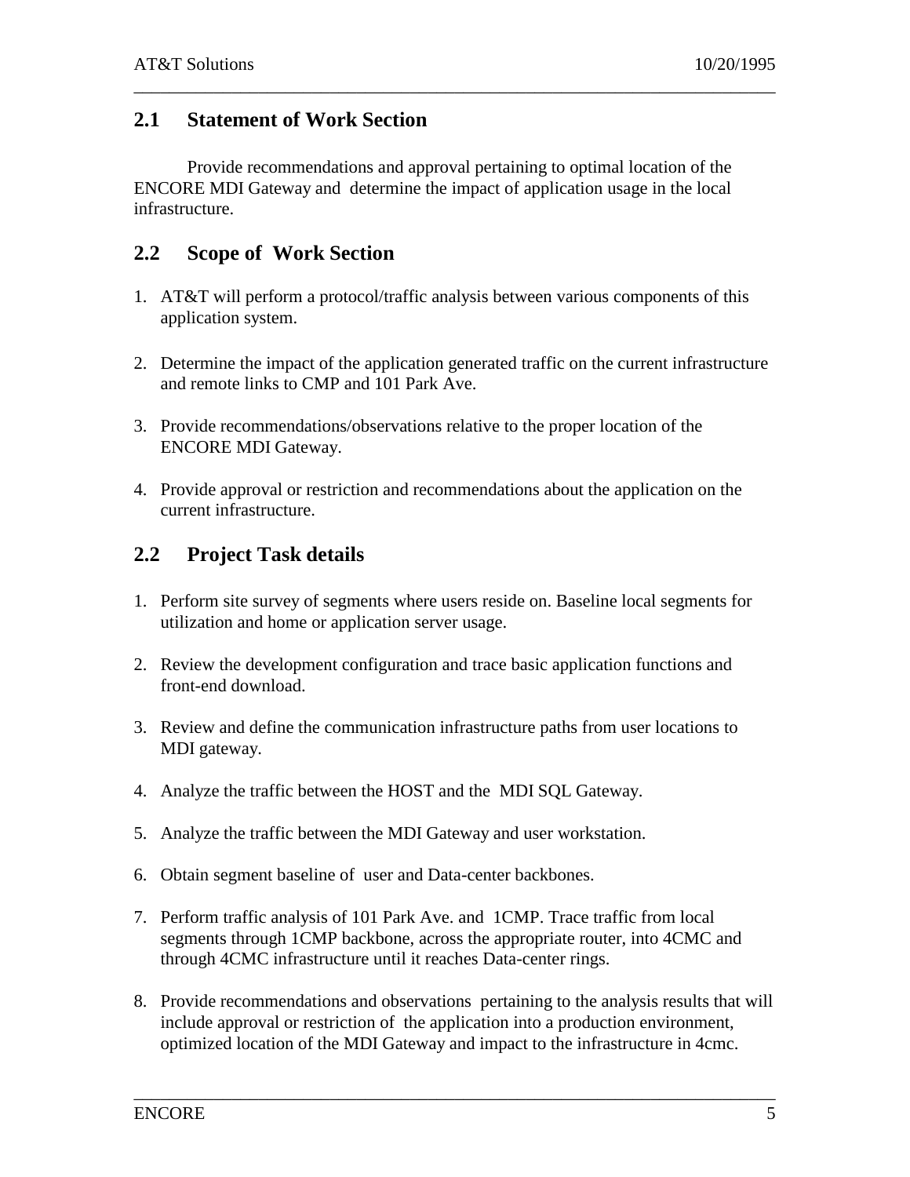## 2.1 Statement of Work Section

Provide recommendations and approval pertaining to optimal location of the ENCORE MDI Gateway and determine the impact of application usage in the local infrastructure.

## 2.2 Scope of Work Section

1. AT&T will perform a protocol/traffic analysis between various components of this application system.

2. Determine the impact of the application generated traffic on the current infrastructure and remote links to CMP and 101 Park Ave.

3. Provide recommendations/observations relative to the proper location of the ENCORE MDI Gateway.

4. Provide approval or restriction and recommendations about the application on the current infrastructure.

## 2.2 Project Task details

1. Perform site survey of segments where users reside on. Baseline local segments for utilization and home or application server usage.

2. Review the development configuration and trace basic application functions and front-end download.

3. Review and define the communication infrastructure paths from user locations to MDI gateway.

4. Analyze the traffic between the HOST and the MDI SQL Gateway.

5. Analyze the traffic between the MDI Gateway and user workstation.

6. Obtain segment baseline of user and Data-center backbones.

7. Perform traffic analysis of 101 Park Ave. and 1CMP. Trace traffic from local segments through 1CMP backbone, across the appropriate router, into 4CMC and through 4CMC infrastructure until it reaches Data-center rings.

8. Provide recommendations and observations pertaining to the analysis results that will include approval or restriction of the application into a production environment, optimized location of the MDI Gateway and impact to the infrastructure in 4cmc.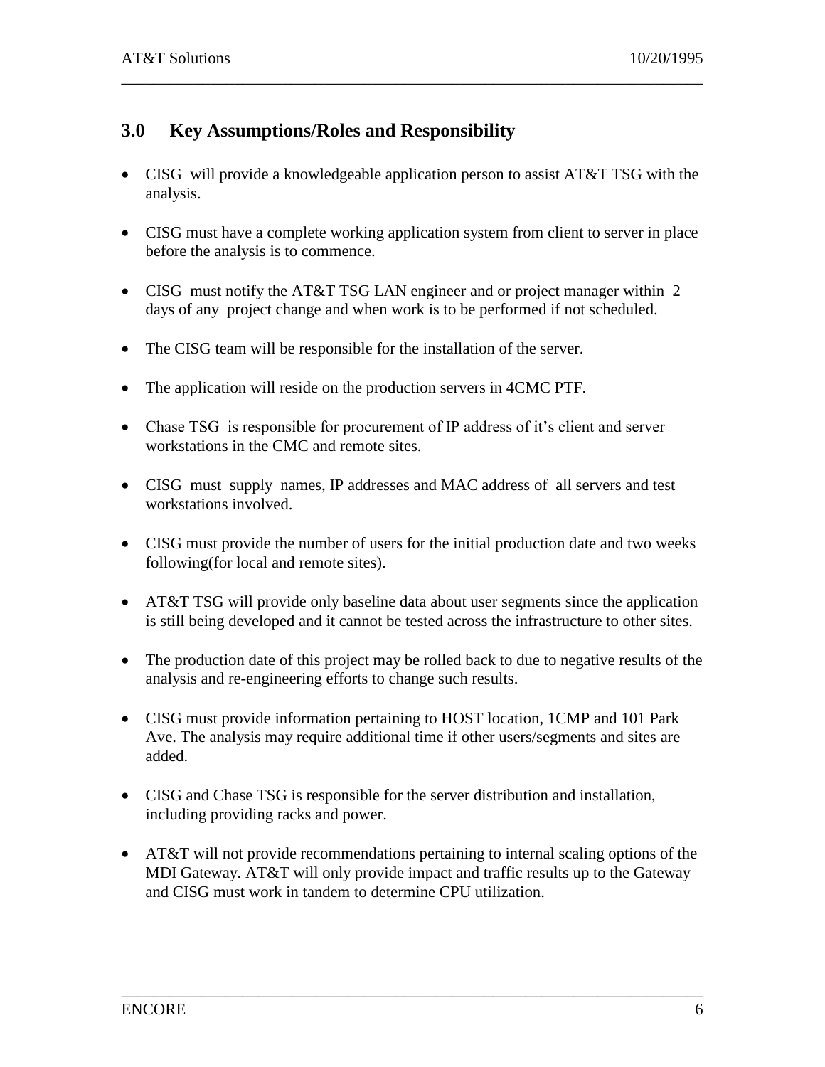## 3.0 Key Assumptions/Roles and Responsibility

- CISG will provide a knowledgeable application person to assist AT&T TSG with the analysis.
- CISG must have a complete working application system from client to server in place before the analysis is to commence.
- CISG must notify the AT&T TSG LAN engineer and or project manager within 2 days of any project change and when work is to be performed if not scheduled.
- The CISG team will be responsible for the installation of the server.
- The application will reside on the production servers in 4CMC PTF.
- Chase TSG is responsible for procurement of IP address of it's client and server workstations in the CMC and remote sites.
- CISG must supply names, IP addresses and MAC address of all servers and test workstations involved.
- CISG must provide the number of users for the initial production date and two weeks following(for local and remote sites).
- AT&T TSG will provide only baseline data about user segments since the application is still being developed and it cannot be tested across the infrastructure to other sites.
- The production date of this project may be rolled back to due to negative results of the analysis and re-engineering efforts to change such results.
- CISG must provide information pertaining to HOST location, 1CMP and 101 Park Ave. The analysis may require additional time if other users/segments and sites are added.
- CISG and Chase TSG is responsible for the server distribution and installation, including providing racks and power.
- AT&T will not provide recommendations pertaining to internal scaling options of the MDI Gateway. AT&T will only provide impact and traffic results up to the Gateway and CISG must work in tandem to determine CPU utilization.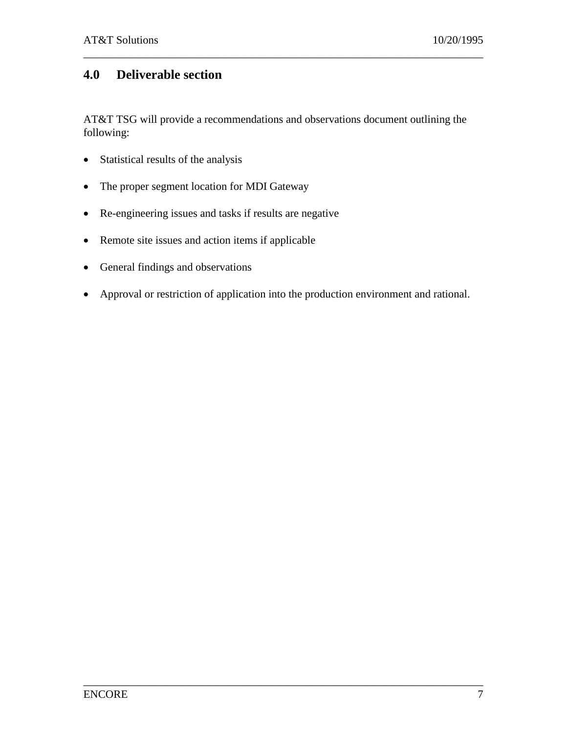## 4.0 Deliverable section

AT&T TSG will provide a recommendations and observations document outlining the following:

- Statistical results of the analysis
- The proper segment location for MDI Gateway
- Re-engineering issues and tasks if results are negative
- Remote site issues and action items if applicable
- General findings and observations
- Approval or restriction of application into the production environment and rational.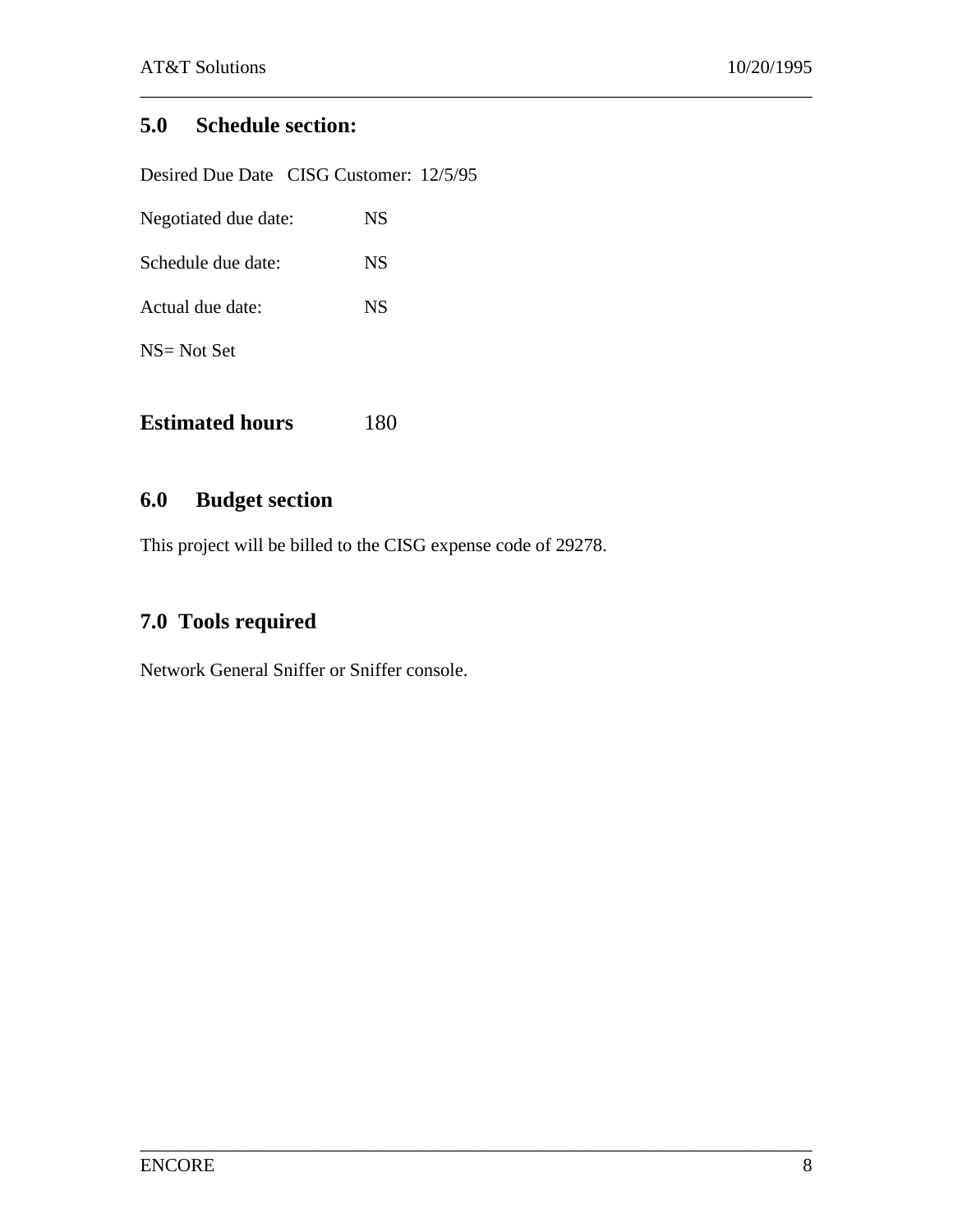## 5.0 Schedule section:

Desired Due Date   CISG Customer:  12/5/95

Negotiated due date: NS

Schedule due date: NS

Actual due date: NS

NS= Not Set

**Estimated hours** 180

## 6.0 Budget section

This project will be billed to the CISG expense code of 29278.

## 7.0 Tools required

Network General Sniffer or Sniffer console.